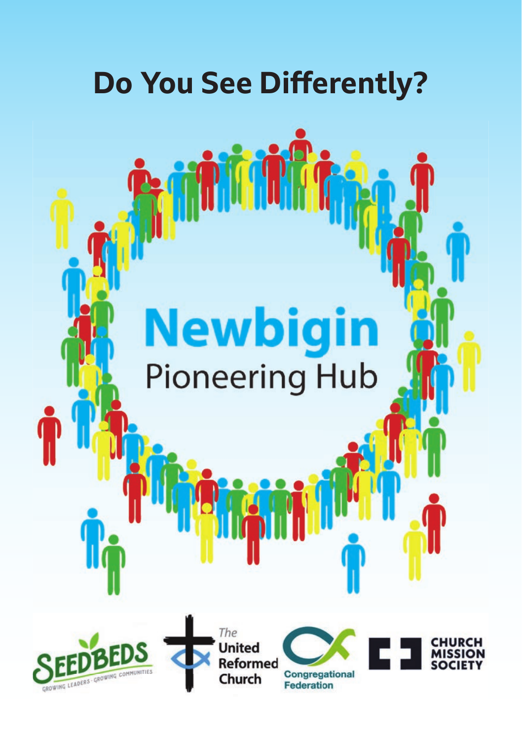# Do You See Differently?

# Newbigin

## Pioneering Hub

SEEDBEDS
GROWING LEADERS · GROWING COMMUNITIES

The United Reformed Church

Congregational Federation

CHURCH MISSION SOCIETY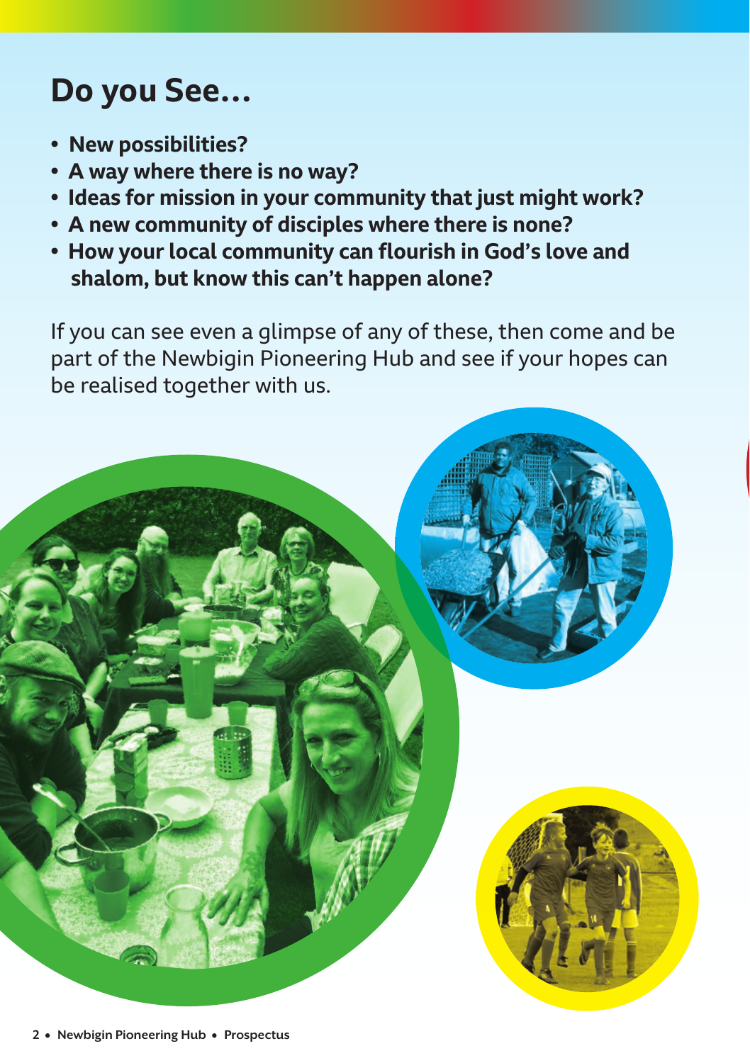# Do you See...

- **New possibilities?**
- **A way where there is no way?**
- **Ideas for mission in your community that just might work?**
- **A new community of disciples where there is none?**
- **How your local community can flourish in God's love and shalom, but know this can't happen alone?**

If you can see even a glimpse of any of these, then come and be part of the Newbigin Pioneering Hub and see if your hopes can be realised together with us.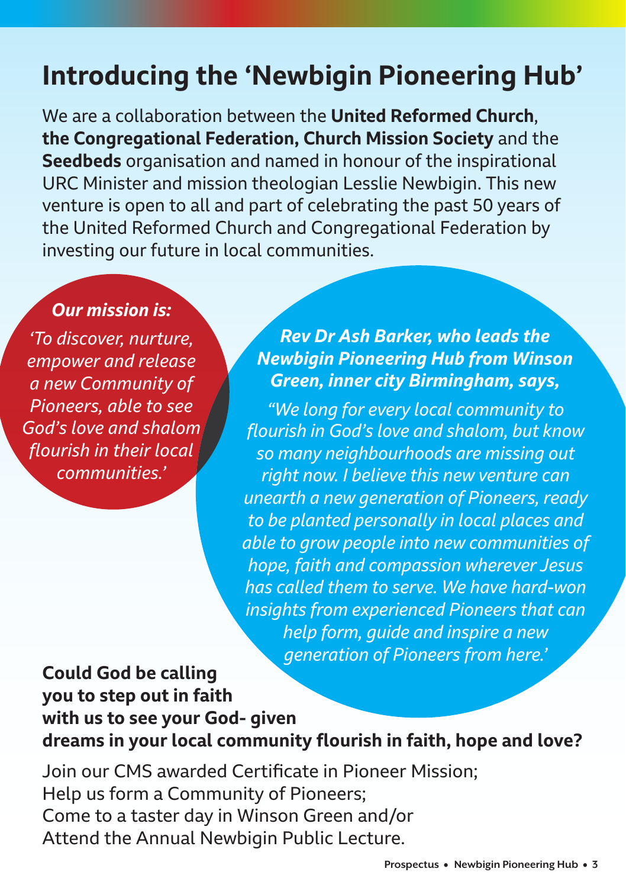# Introducing the 'Newbigin Pioneering Hub'

We are a collaboration between the **United Reformed Church**, **the Congregational Federation, Church Mission Society** and the **Seedbeds** organisation and named in honour of the inspirational URC Minister and mission theologian Lesslie Newbigin. This new venture is open to all and part of celebrating the past 50 years of the United Reformed Church and Congregational Federation by investing our future in local communities.

***Our mission is:***

*'To discover, nurture, empower and release a new Community of Pioneers, able to see God's love and shalom flourish in their local communities.'*

***Rev Dr Ash Barker, who leads the Newbigin Pioneering Hub from Winson Green, inner city Birmingham, says,***

*"We long for every local community to flourish in God's love and shalom, but know so many neighbourhoods are missing out right now. I believe this new venture can unearth a new generation of Pioneers, ready to be planted personally in local places and able to grow people into new communities of hope, faith and compassion wherever Jesus has called them to serve. We have hard-won insights from experienced Pioneers that can help form, guide and inspire a new generation of Pioneers from here.'*

**Could God be calling you to step out in faith with us to see your God- given dreams in your local community flourish in faith, hope and love?**

Join our CMS awarded Certificate in Pioneer Mission;
Help us form a Community of Pioneers;
Come to a taster day in Winson Green and/or
Attend the Annual Newbigin Public Lecture.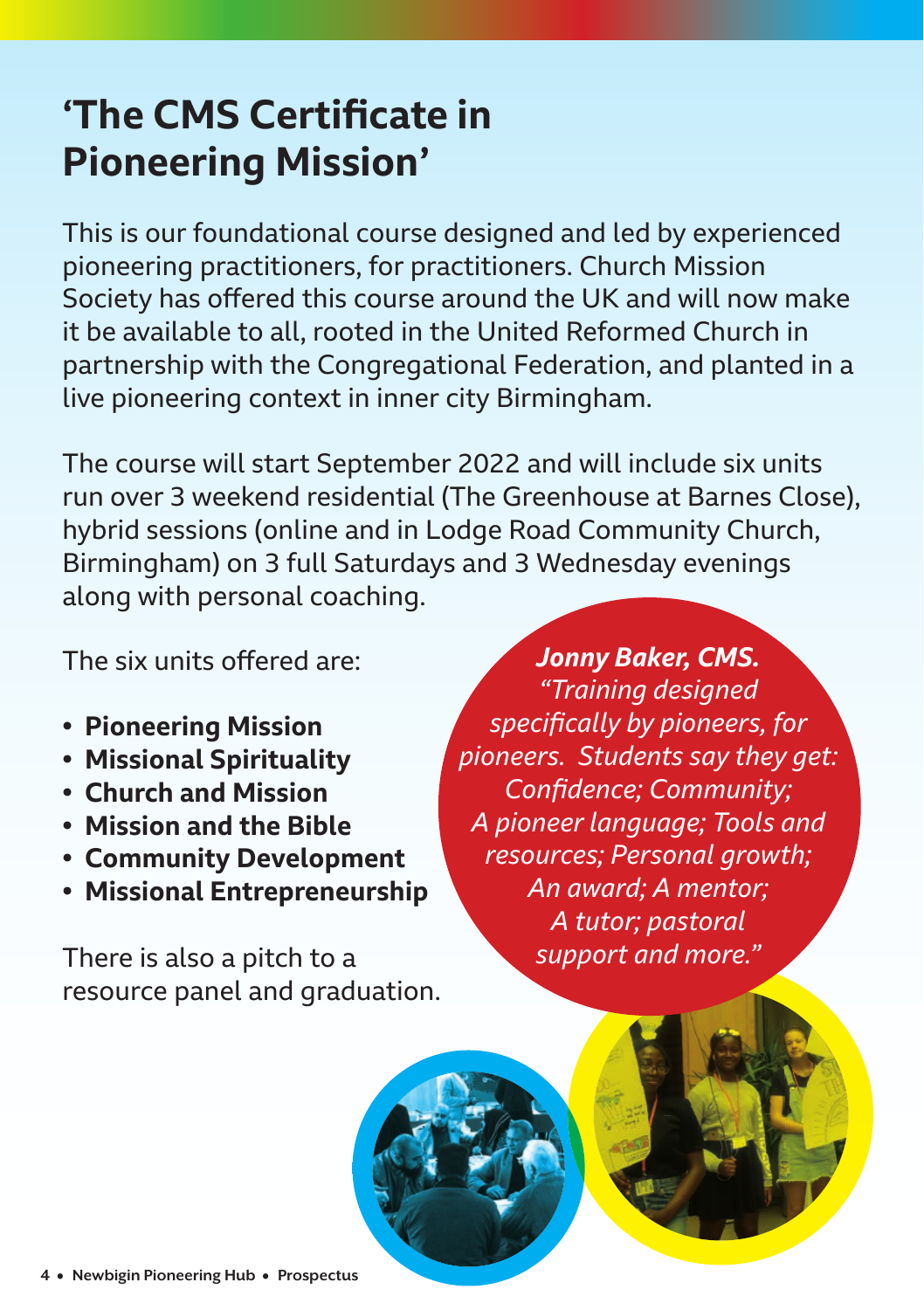# 'The CMS Certificate in Pioneering Mission'

This is our foundational course designed and led by experienced pioneering practitioners, for practitioners. Church Mission Society has offered this course around the UK and will now make it be available to all, rooted in the United Reformed Church in partnership with the Congregational Federation, and planted in a live pioneering context in inner city Birmingham.

The course will start September 2022 and will include six units run over 3 weekend residential (The Greenhouse at Barnes Close), hybrid sessions (online and in Lodge Road Community Church, Birmingham) on 3 full Saturdays and 3 Wednesday evenings along with personal coaching.

The six units offered are:

- **Pioneering Mission**
- **Missional Spirituality**
- **Church and Mission**
- **Mission and the Bible**
- **Community Development**
- **Missional Entrepreneurship**

There is also a pitch to a resource panel and graduation.

***Jonny Baker, CMS.***
*"Training designed specifically by pioneers, for pioneers. Students say they get: Confidence; Community; A pioneer language; Tools and resources; Personal growth; An award; A mentor; A tutor; pastoral support and more."*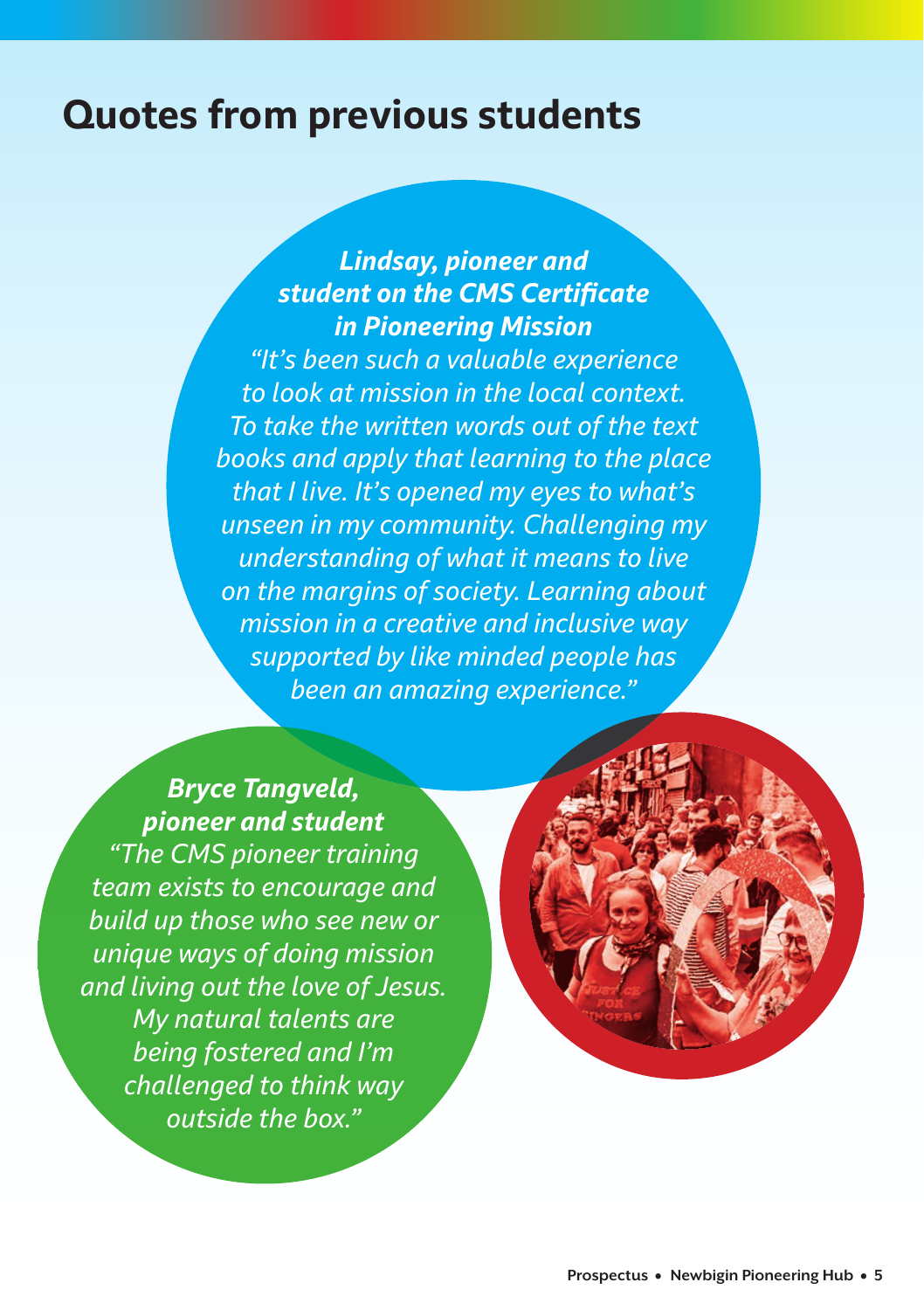# Quotes from previous students

***Lindsay, pioneer and student on the CMS Certificate in Pioneering Mission***

*"It's been such a valuable experience to look at mission in the local context. To take the written words out of the text books and apply that learning to the place that I live. It's opened my eyes to what's unseen in my community. Challenging my understanding of what it means to live on the margins of society. Learning about mission in a creative and inclusive way supported by like minded people has been an amazing experience."*

***Bryce Tangveld, pioneer and student***

*"The CMS pioneer training team exists to encourage and build up those who see new or unique ways of doing mission and living out the love of Jesus. My natural talents are being fostered and I'm challenged to think way outside the box."*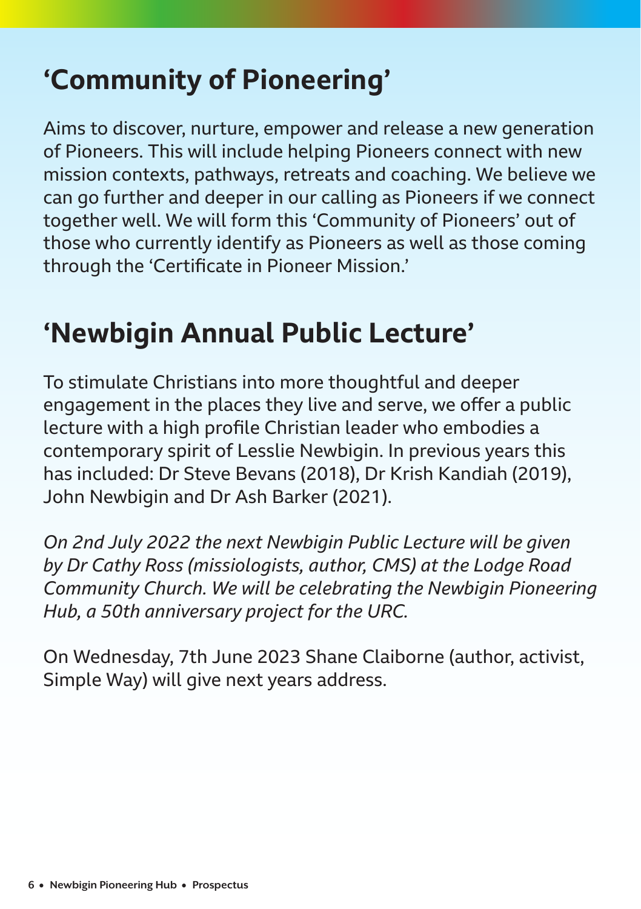## 'Community of Pioneering'

Aims to discover, nurture, empower and release a new generation of Pioneers. This will include helping Pioneers connect with new mission contexts, pathways, retreats and coaching. We believe we can go further and deeper in our calling as Pioneers if we connect together well. We will form this 'Community of Pioneers' out of those who currently identify as Pioneers as well as those coming through the 'Certificate in Pioneer Mission.'

## 'Newbigin Annual Public Lecture'

To stimulate Christians into more thoughtful and deeper engagement in the places they live and serve, we offer a public lecture with a high profile Christian leader who embodies a contemporary spirit of Lesslie Newbigin. In previous years this has included: Dr Steve Bevans (2018), Dr Krish Kandiah (2019), John Newbigin and Dr Ash Barker (2021).

*On 2nd July 2022 the next Newbigin Public Lecture will be given by Dr Cathy Ross (missiologists, author, CMS) at the Lodge Road Community Church. We will be celebrating the Newbigin Pioneering Hub, a 50th anniversary project for the URC.*

On Wednesday, 7th June 2023 Shane Claiborne (author, activist, Simple Way) will give next years address.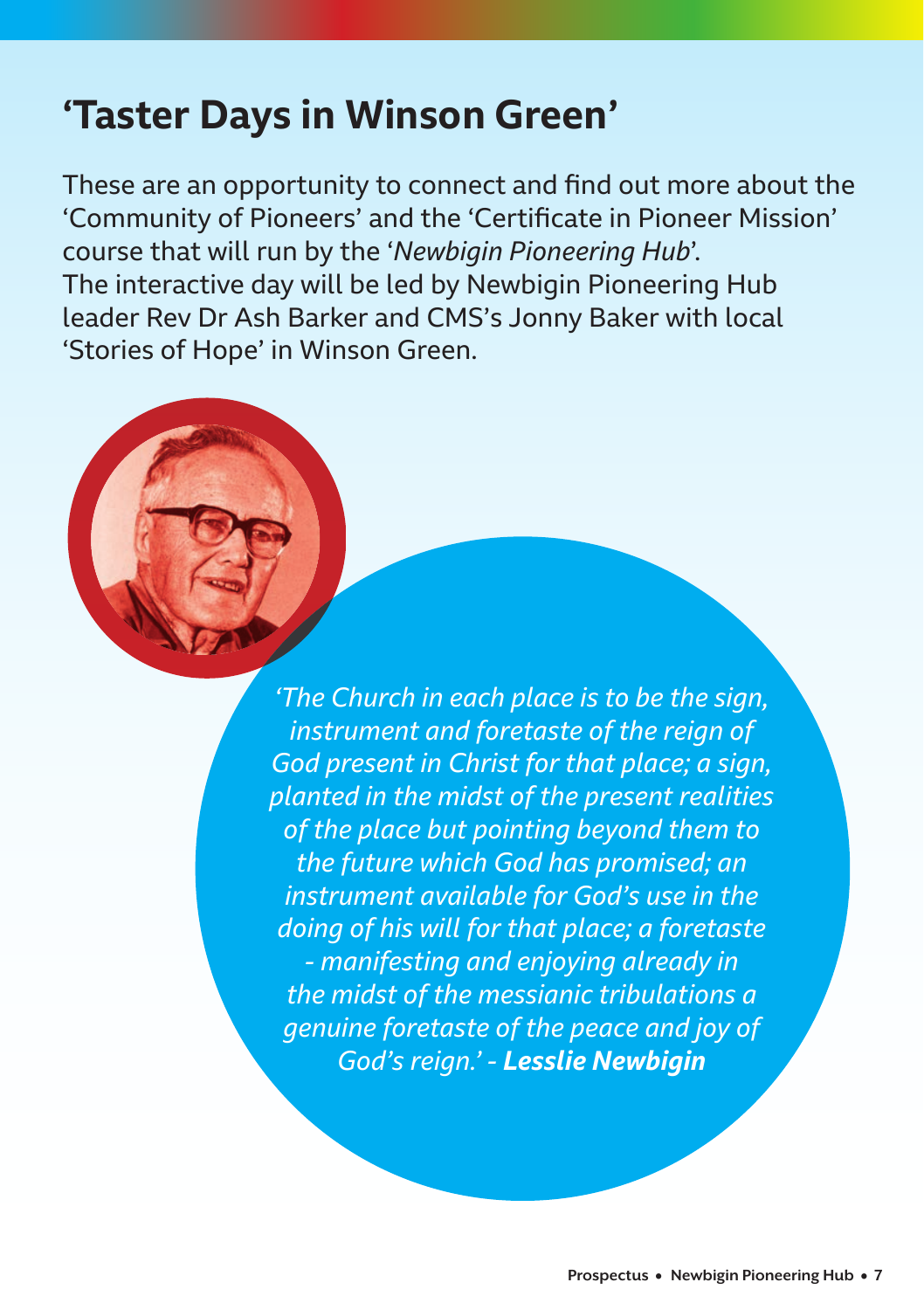# 'Taster Days in Winson Green'

These are an opportunity to connect and find out more about the 'Community of Pioneers' and the 'Certificate in Pioneer Mission' course that will run by the '*Newbigin Pioneering Hub*'.
The interactive day will be led by Newbigin Pioneering Hub leader Rev Dr Ash Barker and CMS's Jonny Baker with local 'Stories of Hope' in Winson Green.

*'The Church in each place is to be the sign, instrument and foretaste of the reign of God present in Christ for that place; a sign, planted in the midst of the present realities of the place but pointing beyond them to the future which God has promised; an instrument available for God's use in the doing of his will for that place; a foretaste - manifesting and enjoying already in the midst of the messianic tribulations a genuine foretaste of the peace and joy of God's reign.' -* ***Lesslie Newbigin***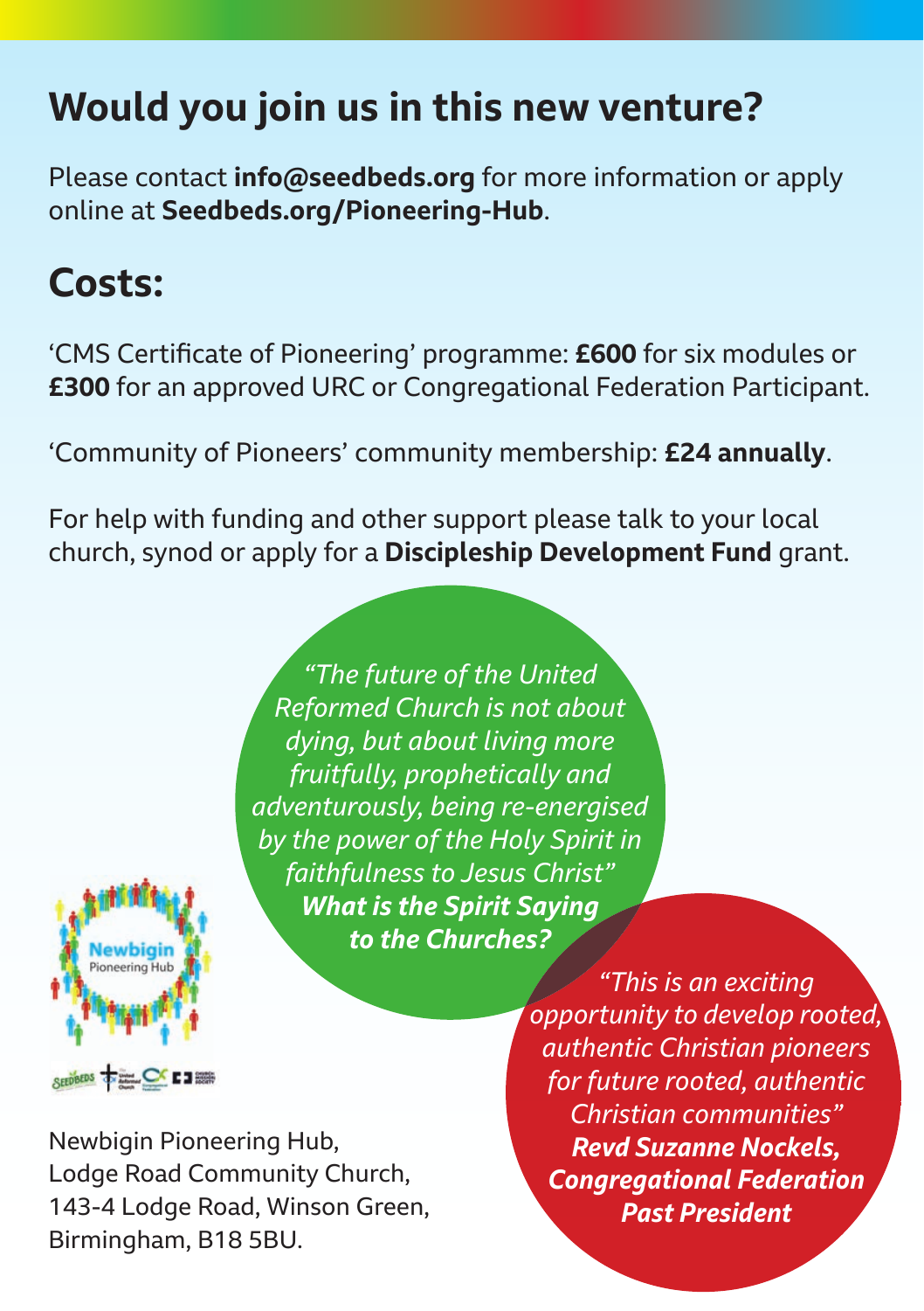## Would you join us in this new venture?

Please contact **info@seedbeds.org** for more information or apply online at **Seedbeds.org/Pioneering-Hub**.

## Costs:

'CMS Certificate of Pioneering' programme: **£600** for six modules or **£300** for an approved URC or Congregational Federation Participant.

'Community of Pioneers' community membership: **£24 annually**.

For help with funding and other support please talk to your local church, synod or apply for a **Discipleship Development Fund** grant.

*"The future of the United Reformed Church is not about dying, but about living more fruitfully, prophetically and adventurously, being re-energised by the power of the Holy Spirit in faithfulness to Jesus Christ"*
***What is the Spirit Saying to the Churches?***

*"This is an exciting opportunity to develop rooted, authentic Christian pioneers for future rooted, authentic Christian communities"*
***Revd Suzanne Nockels, Congregational Federation Past President***

Newbigin Pioneering Hub

Newbigin Pioneering Hub,
Lodge Road Community Church,
143-4 Lodge Road, Winson Green,
Birmingham, B18 5BU.